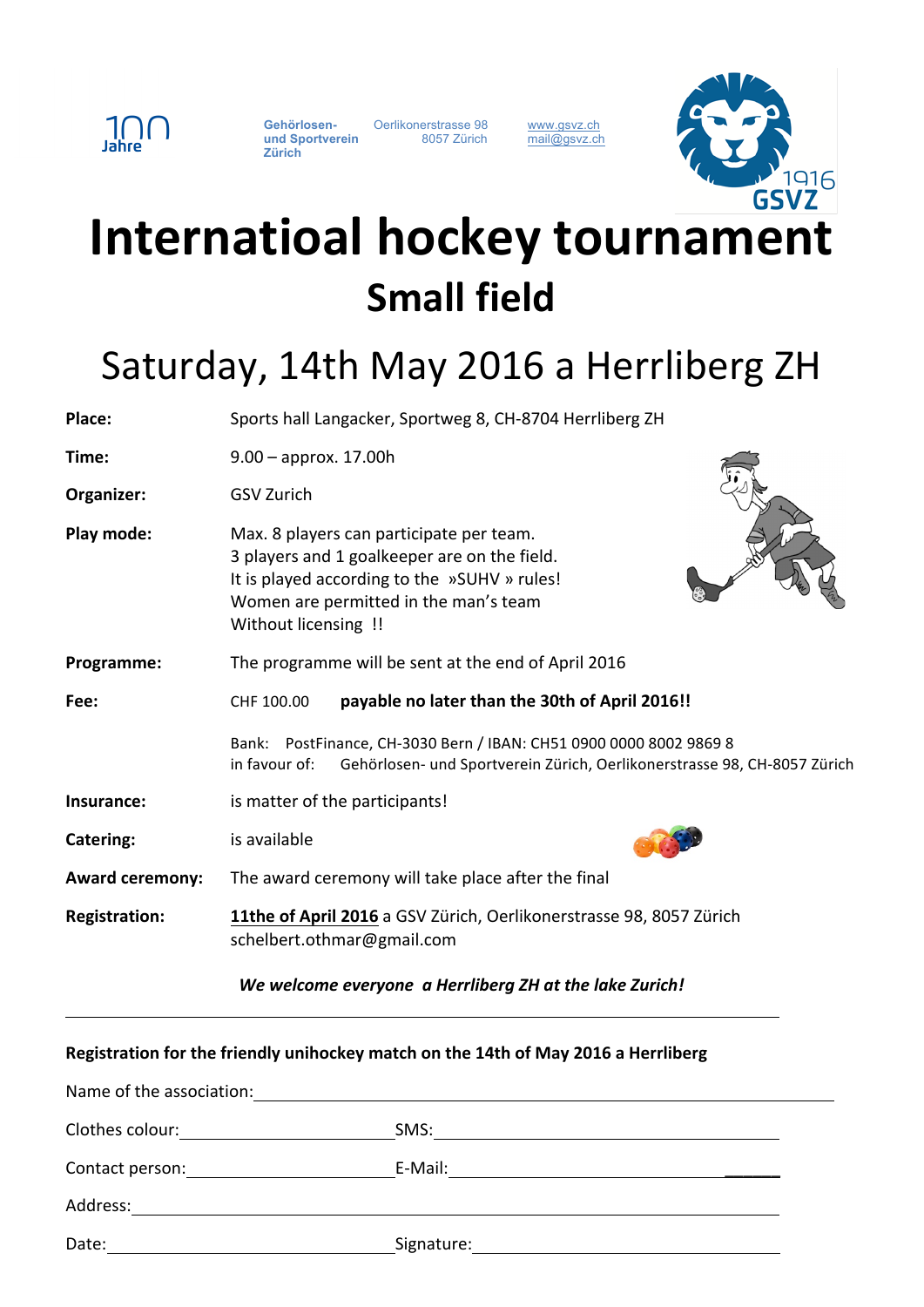100 Jahre

Gehörlosen- und Sportverein Zürich

Oerlikonerstrasse 98
8057 Zürich

www.gsvz.ch
mail@gsvz.ch

1916 GSVZ

# Internatioal hockey tournament

## Small field

## Saturday, 14th May 2016 a Herrliberg ZH

**Place:** Sports hall Langacker, Sportweg 8, CH-8704 Herrliberg ZH

**Time:** 9.00 – approx. 17.00h

**Organizer:** GSV Zurich

**Play mode:** Max. 8 players can participate per team.
3 players and 1 goalkeeper are on the field.
It is played according to the »SUHV » rules!
Women are permitted in the man's team
Without licensing !!

**Programme:** The programme will be sent at the end of April 2016

**Fee:** CHF 100.00 **payable no later than the 30th of April 2016!!**

Bank: PostFinance, CH-3030 Bern / IBAN: CH51 0900 0000 8002 9869 8
in favour of: Gehörlosen- und Sportverein Zürich, Oerlikonerstrasse 98, CH-8057 Zürich

**Insurance:** is matter of the participants!

**Catering:** is available

**Award ceremony:** The award ceremony will take place after the final

**Registration:** **11the of April 2016** a GSV Zürich, Oerlikonerstrasse 98, 8057 Zürich
schelbert.othmar@gmail.com

***We welcome everyone a Herrliberg ZH at the lake Zurich!***

---

**Registration for the friendly unihockey match on the 14th of May 2016 a Herrliberg**

Name of the association: ____________________

Clothes colour: ____________________ SMS: ____________________

Contact person: ____________________ E-Mail: ____________________

Address: ____________________

Date: ____________________ Signature: ____________________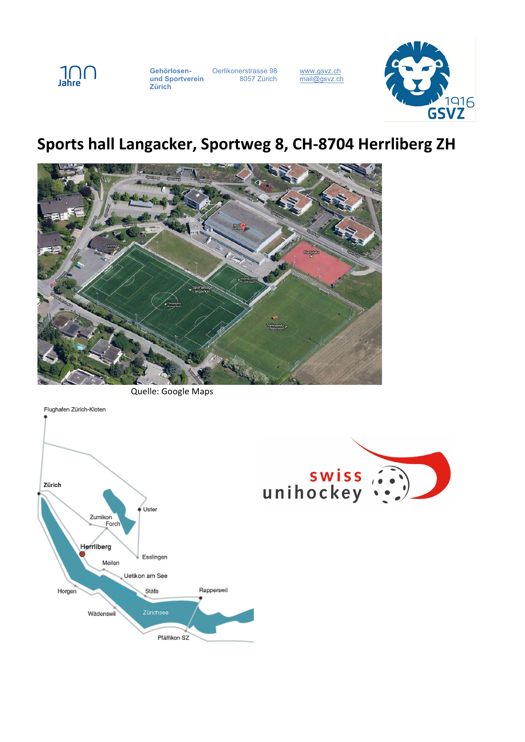100 Jahre

Gehörlosen- und Sportverein Zürich

Oerlikonerstrasse 98
8057 Zürich

www.gsvz.ch
mail@gsvz.ch

1916 GSVZ

# Sports hall Langacker, Sportweg 8, CH-8704 Herrliberg ZH

Quelle: Google Maps

Flughafen Zürich-Kloten
Zürich
Uster
Zumikon
Forch
Herrliberg
Esslingen
Meilen
Uetikon am See
Horgen
Stäfa
Rapperswil
Wädenswil
Zürichsee
Pfäffikon SZ

swiss unihockey